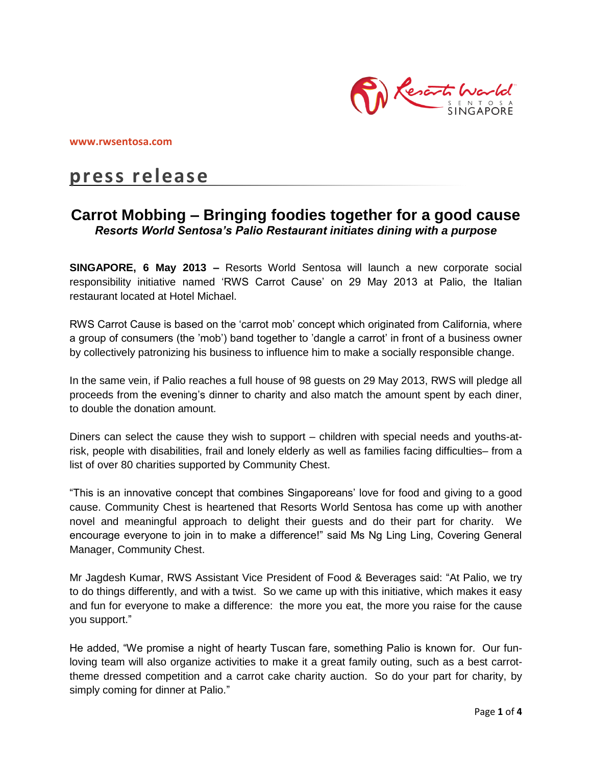www.rwsentosa.com

# press release

## Carrot Mobbing – Bringing foodies together for a good cause

***Resorts World Sentosa's Palio Restaurant initiates dining with a purpose***

**SINGAPORE, 6 May 2013 –** Resorts World Sentosa will launch a new corporate social responsibility initiative named 'RWS Carrot Cause' on 29 May 2013 at Palio, the Italian restaurant located at Hotel Michael.

RWS Carrot Cause is based on the 'carrot mob' concept which originated from California, where a group of consumers (the 'mob') band together to 'dangle a carrot' in front of a business owner by collectively patronizing his business to influence him to make a socially responsible change.

In the same vein, if Palio reaches a full house of 98 guests on 29 May 2013, RWS will pledge all proceeds from the evening's dinner to charity and also match the amount spent by each diner, to double the donation amount.

Diners can select the cause they wish to support – children with special needs and youths-at-risk, people with disabilities, frail and lonely elderly as well as families facing difficulties– from a list of over 80 charities supported by Community Chest.

"This is an innovative concept that combines Singaporeans' love for food and giving to a good cause. Community Chest is heartened that Resorts World Sentosa has come up with another novel and meaningful approach to delight their guests and do their part for charity. We encourage everyone to join in to make a difference!" said Ms Ng Ling Ling, Covering General Manager, Community Chest.

Mr Jagdesh Kumar, RWS Assistant Vice President of Food & Beverages said: "At Palio, we try to do things differently, and with a twist. So we came up with this initiative, which makes it easy and fun for everyone to make a difference: the more you eat, the more you raise for the cause you support."

He added, "We promise a night of hearty Tuscan fare, something Palio is known for. Our fun-loving team will also organize activities to make it a great family outing, such as a best carrot-theme dressed competition and a carrot cake charity auction. So do your part for charity, by simply coming for dinner at Palio."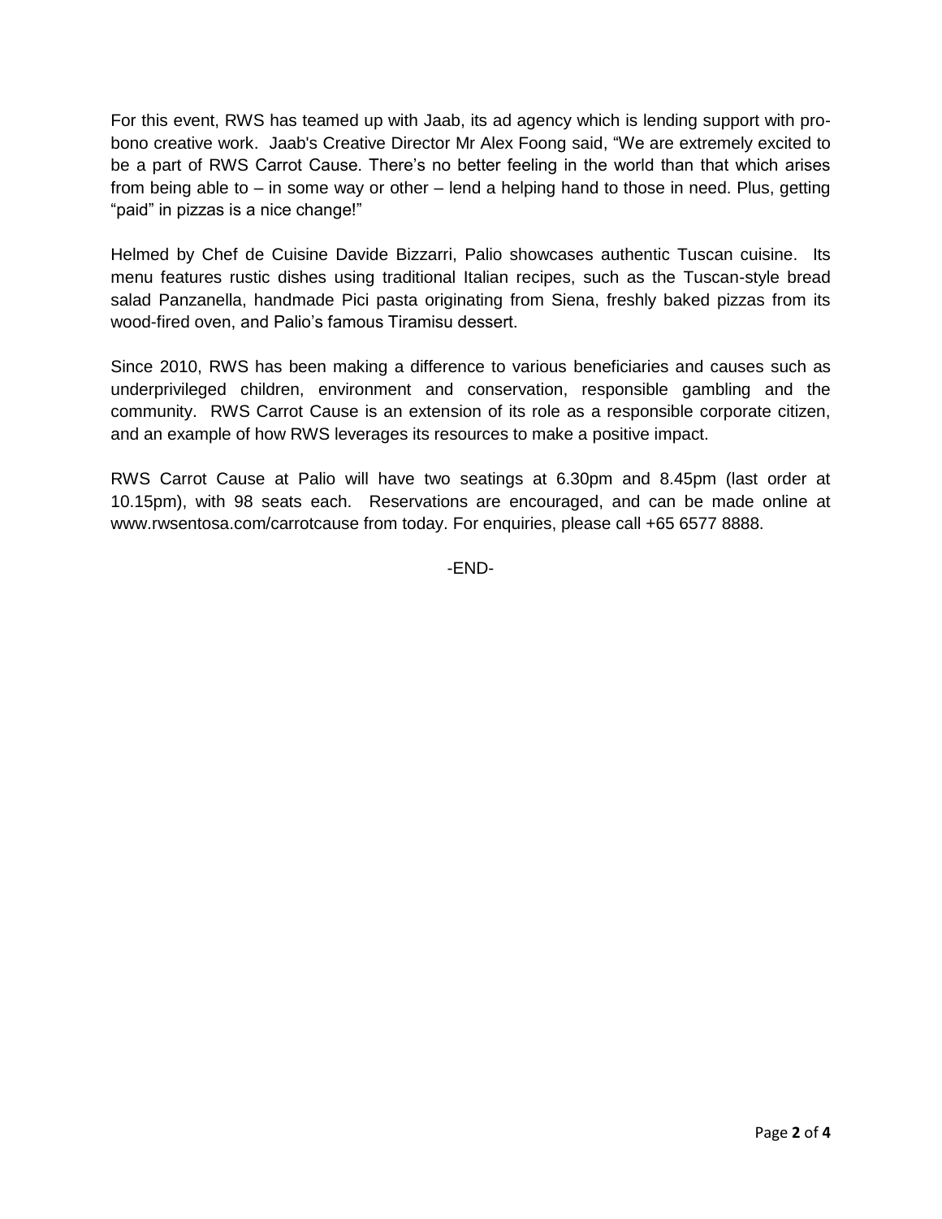For this event, RWS has teamed up with Jaab, its ad agency which is lending support with pro-bono creative work. Jaab's Creative Director Mr Alex Foong said, "We are extremely excited to be a part of RWS Carrot Cause. There's no better feeling in the world than that which arises from being able to – in some way or other – lend a helping hand to those in need. Plus, getting "paid" in pizzas is a nice change!"

Helmed by Chef de Cuisine Davide Bizzarri, Palio showcases authentic Tuscan cuisine. Its menu features rustic dishes using traditional Italian recipes, such as the Tuscan-style bread salad Panzanella, handmade Pici pasta originating from Siena, freshly baked pizzas from its wood-fired oven, and Palio's famous Tiramisu dessert.

Since 2010, RWS has been making a difference to various beneficiaries and causes such as underprivileged children, environment and conservation, responsible gambling and the community. RWS Carrot Cause is an extension of its role as a responsible corporate citizen, and an example of how RWS leverages its resources to make a positive impact.

RWS Carrot Cause at Palio will have two seatings at 6.30pm and 8.45pm (last order at 10.15pm), with 98 seats each. Reservations are encouraged, and can be made online at www.rwsentosa.com/carrotcause from today. For enquiries, please call +65 6577 8888.

-END-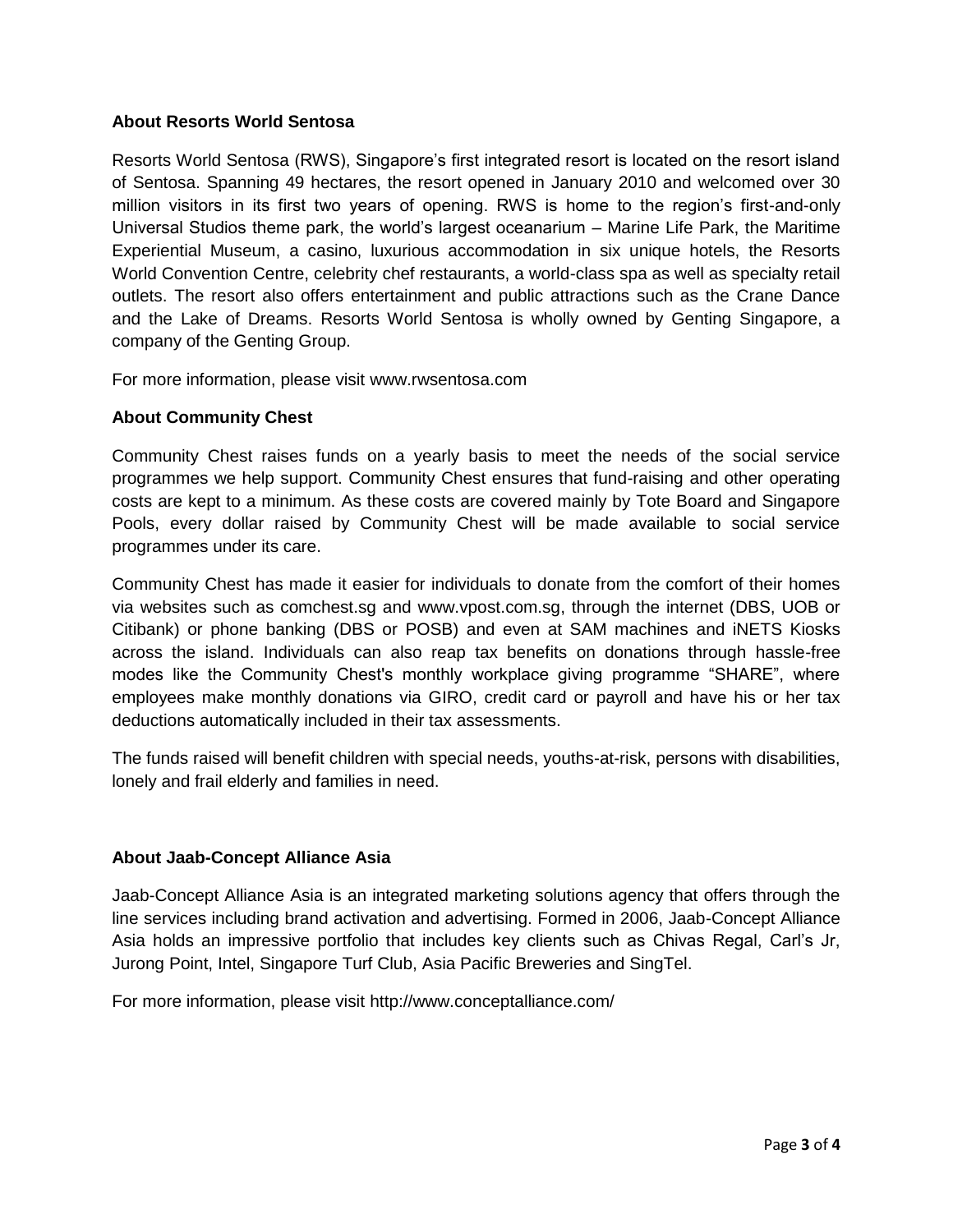## About Resorts World Sentosa

Resorts World Sentosa (RWS), Singapore's first integrated resort is located on the resort island of Sentosa. Spanning 49 hectares, the resort opened in January 2010 and welcomed over 30 million visitors in its first two years of opening. RWS is home to the region's first-and-only Universal Studios theme park, the world's largest oceanarium – Marine Life Park, the Maritime Experiential Museum, a casino, luxurious accommodation in six unique hotels, the Resorts World Convention Centre, celebrity chef restaurants, a world-class spa as well as specialty retail outlets. The resort also offers entertainment and public attractions such as the Crane Dance and the Lake of Dreams. Resorts World Sentosa is wholly owned by Genting Singapore, a company of the Genting Group.

For more information, please visit www.rwsentosa.com

## About Community Chest

Community Chest raises funds on a yearly basis to meet the needs of the social service programmes we help support. Community Chest ensures that fund-raising and other operating costs are kept to a minimum. As these costs are covered mainly by Tote Board and Singapore Pools, every dollar raised by Community Chest will be made available to social service programmes under its care.

Community Chest has made it easier for individuals to donate from the comfort of their homes via websites such as comchest.sg and www.vpost.com.sg, through the internet (DBS, UOB or Citibank) or phone banking (DBS or POSB) and even at SAM machines and iNETS Kiosks across the island. Individuals can also reap tax benefits on donations through hassle-free modes like the Community Chest's monthly workplace giving programme "SHARE", where employees make monthly donations via GIRO, credit card or payroll and have his or her tax deductions automatically included in their tax assessments.

The funds raised will benefit children with special needs, youths-at-risk, persons with disabilities, lonely and frail elderly and families in need.

## About Jaab-Concept Alliance Asia

Jaab-Concept Alliance Asia is an integrated marketing solutions agency that offers through the line services including brand activation and advertising. Formed in 2006, Jaab-Concept Alliance Asia holds an impressive portfolio that includes key clients such as Chivas Regal, Carl's Jr, Jurong Point, Intel, Singapore Turf Club, Asia Pacific Breweries and SingTel.

For more information, please visit http://www.conceptalliance.com/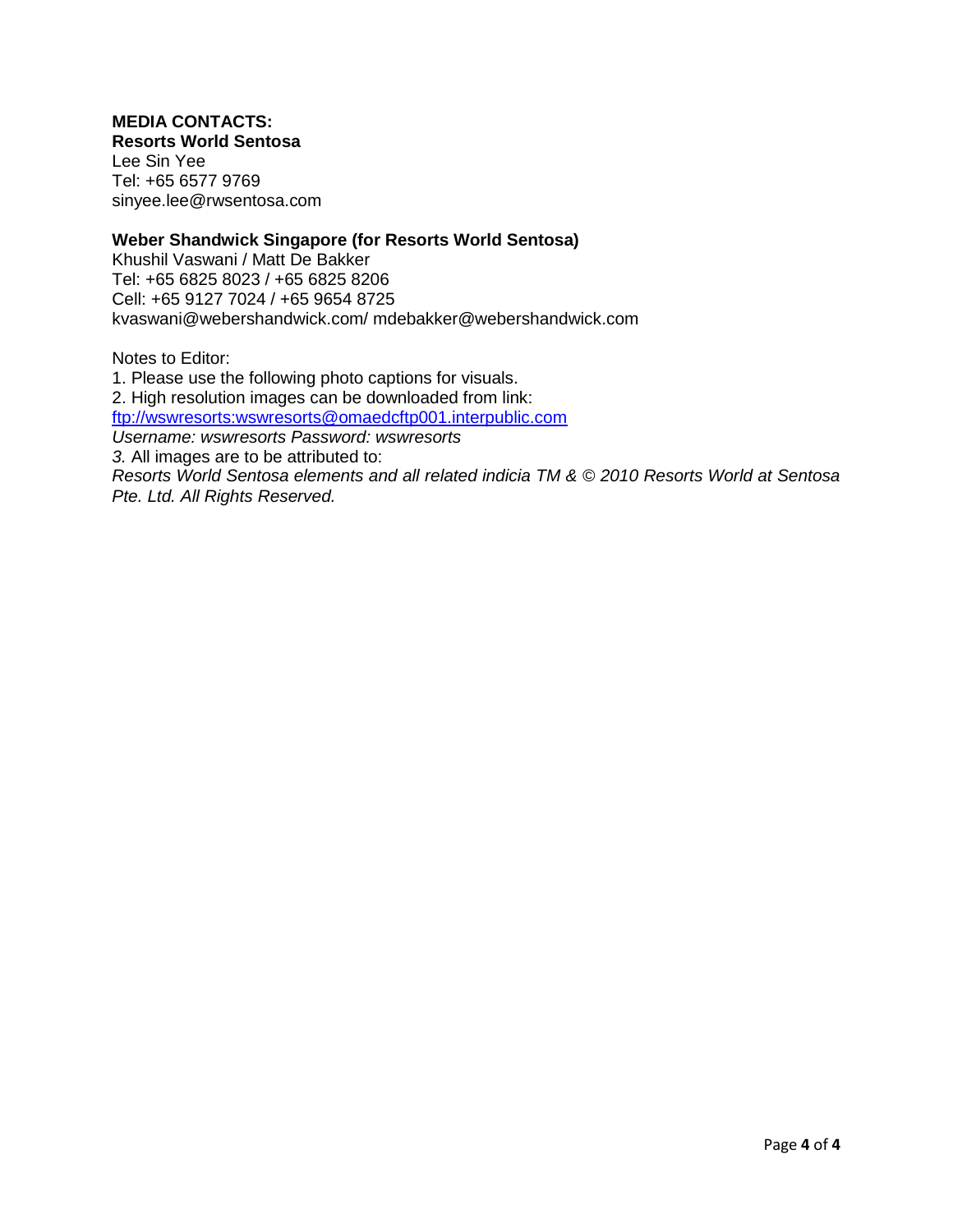**MEDIA CONTACTS:**
**Resorts World Sentosa**
Lee Sin Yee
Tel: +65 6577 9769
sinyee.lee@rwsentosa.com

**Weber Shandwick Singapore (for Resorts World Sentosa)**
Khushil Vaswani / Matt De Bakker
Tel: +65 6825 8023 / +65 6825 8206
Cell: +65 9127 7024 / +65 9654 8725
kvaswani@webershandwick.com/ mdebakker@webershandwick.com

Notes to Editor:
1. Please use the following photo captions for visuals.
2. High resolution images can be downloaded from link:
ftp://wswresorts:wswresorts@omaedcftp001.interpublic.com
*Username: wswresorts Password: wswresorts*
*3.* All images are to be attributed to:
*Resorts World Sentosa elements and all related indicia TM & © 2010 Resorts World at Sentosa Pte. Ltd. All Rights Reserved.*